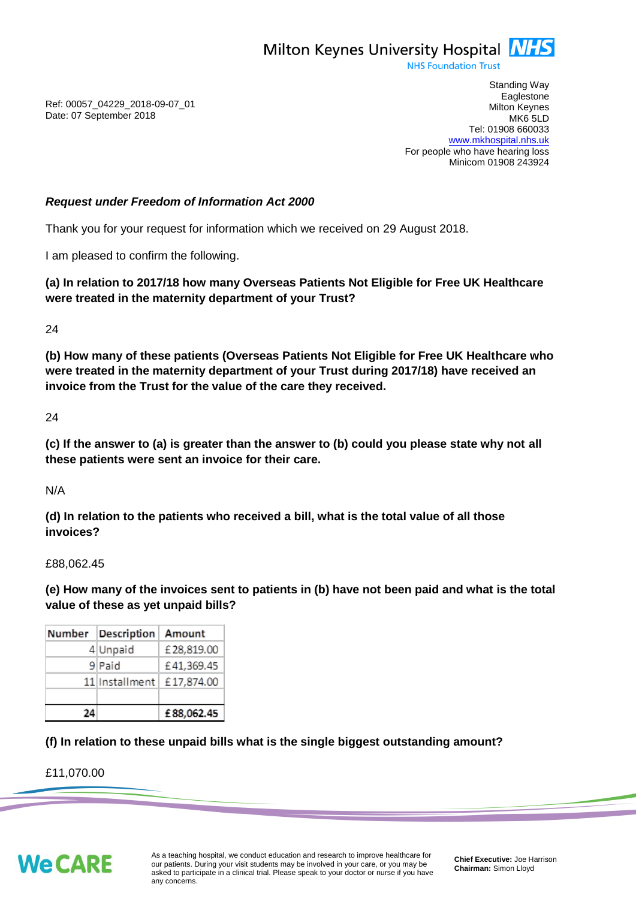Milton Keynes University Hospital **NHS**
NHS Foundation Trust

Standing Way
Eaglestone
Milton Keynes
MK6 5LD
Tel: 01908 660033
www.mkhospital.nhs.uk
For people who have hearing loss
Minicom 01908 243924

Ref: 00057_04229_2018-09-07_01
Date: 07 September 2018

***Request under Freedom of Information Act 2000***

Thank you for your request for information which we received on 29 August 2018.

I am pleased to confirm the following.

**(a) In relation to 2017/18 how many Overseas Patients Not Eligible for Free UK Healthcare were treated in the maternity department of your Trust?**

24

**(b) How many of these patients (Overseas Patients Not Eligible for Free UK Healthcare who were treated in the maternity department of your Trust during 2017/18) have received an invoice from the Trust for the value of the care they received.**

24

**(c) If the answer to (a) is greater than the answer to (b) could you please state why not all these patients were sent an invoice for their care.**

N/A

**(d) In relation to the patients who received a bill, what is the total value of all those invoices?**

£88,062.45

**(e) How many of the invoices sent to patients in (b) have not been paid and what is the total value of these as yet unpaid bills?**

| Number | Description | Amount |
|---|---|---|
| 4 | Unpaid | £28,819.00 |
| 9 | Paid | £41,369.45 |
| 11 | Installment | £17,874.00 |
| | | |
| **24** | | **£88,062.45** |

**(f) In relation to these unpaid bills what is the single biggest outstanding amount?**

£11,070.00

We CARE

As a teaching hospital, we conduct education and research to improve healthcare for our patients. During your visit students may be involved in your care, or you may be asked to participate in a clinical trial. Please speak to your doctor or nurse if you have any concerns.

**Chief Executive:** Joe Harrison
**Chairman:** Simon Lloyd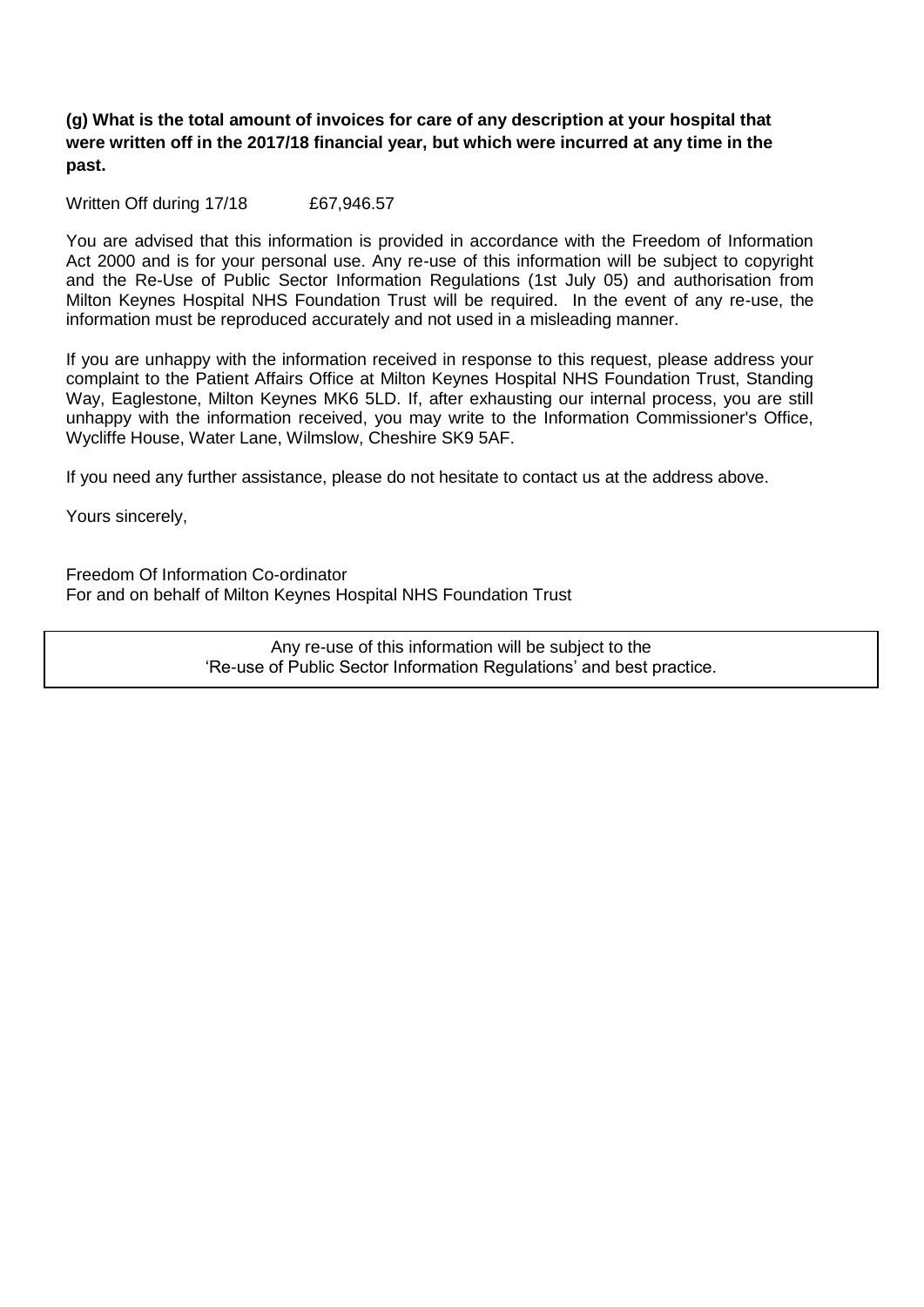**(g) What is the total amount of invoices for care of any description at your hospital that were written off in the 2017/18 financial year, but which were incurred at any time in the past.**

Written Off during 17/18 £67,946.57

You are advised that this information is provided in accordance with the Freedom of Information Act 2000 and is for your personal use. Any re-use of this information will be subject to copyright and the Re-Use of Public Sector Information Regulations (1st July 05) and authorisation from Milton Keynes Hospital NHS Foundation Trust will be required. In the event of any re-use, the information must be reproduced accurately and not used in a misleading manner.

If you are unhappy with the information received in response to this request, please address your complaint to the Patient Affairs Office at Milton Keynes Hospital NHS Foundation Trust, Standing Way, Eaglestone, Milton Keynes MK6 5LD. If, after exhausting our internal process, you are still unhappy with the information received, you may write to the Information Commissioner's Office, Wycliffe House, Water Lane, Wilmslow, Cheshire SK9 5AF.

If you need any further assistance, please do not hesitate to contact us at the address above.

Yours sincerely,

Freedom Of Information Co-ordinator
For and on behalf of Milton Keynes Hospital NHS Foundation Trust

Any re-use of this information will be subject to the 'Re-use of Public Sector Information Regulations' and best practice.